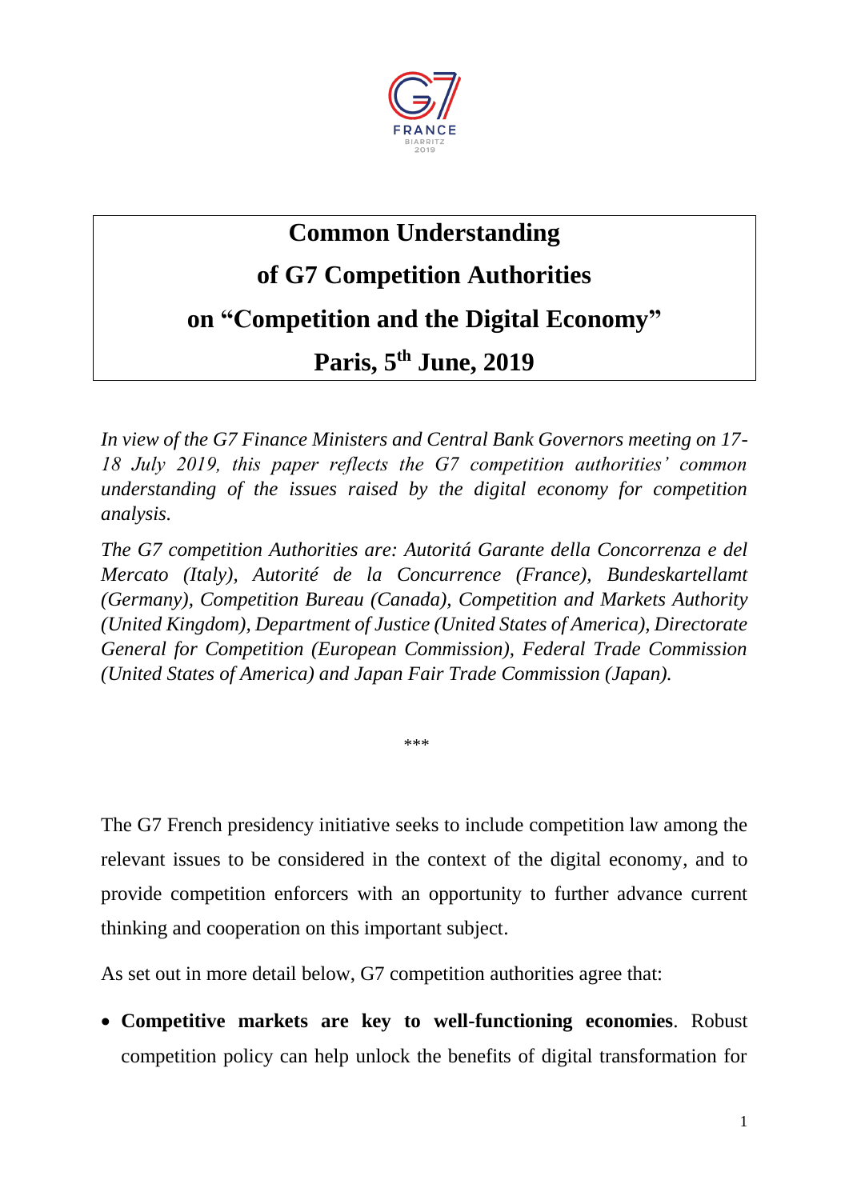# Common Understanding of G7 Competition Authorities on "Competition and the Digital Economy"

## Paris, 5th June, 2019

*In view of the G7 Finance Ministers and Central Bank Governors meeting on 17-18 July 2019, this paper reflects the G7 competition authorities' common understanding of the issues raised by the digital economy for competition analysis.*

*The G7 competition Authorities are: Autoritá Garante della Concorrenza e del Mercato (Italy), Autorité de la Concurrence (France), Bundeskartellamt (Germany), Competition Bureau (Canada), Competition and Markets Authority (United Kingdom), Department of Justice (United States of America), Directorate General for Competition (European Commission), Federal Trade Commission (United States of America) and Japan Fair Trade Commission (Japan).*

\*\*\*

The G7 French presidency initiative seeks to include competition law among the relevant issues to be considered in the context of the digital economy, and to provide competition enforcers with an opportunity to further advance current thinking and cooperation on this important subject.

As set out in more detail below, G7 competition authorities agree that:

- **Competitive markets are key to well-functioning economies**. Robust competition policy can help unlock the benefits of digital transformation for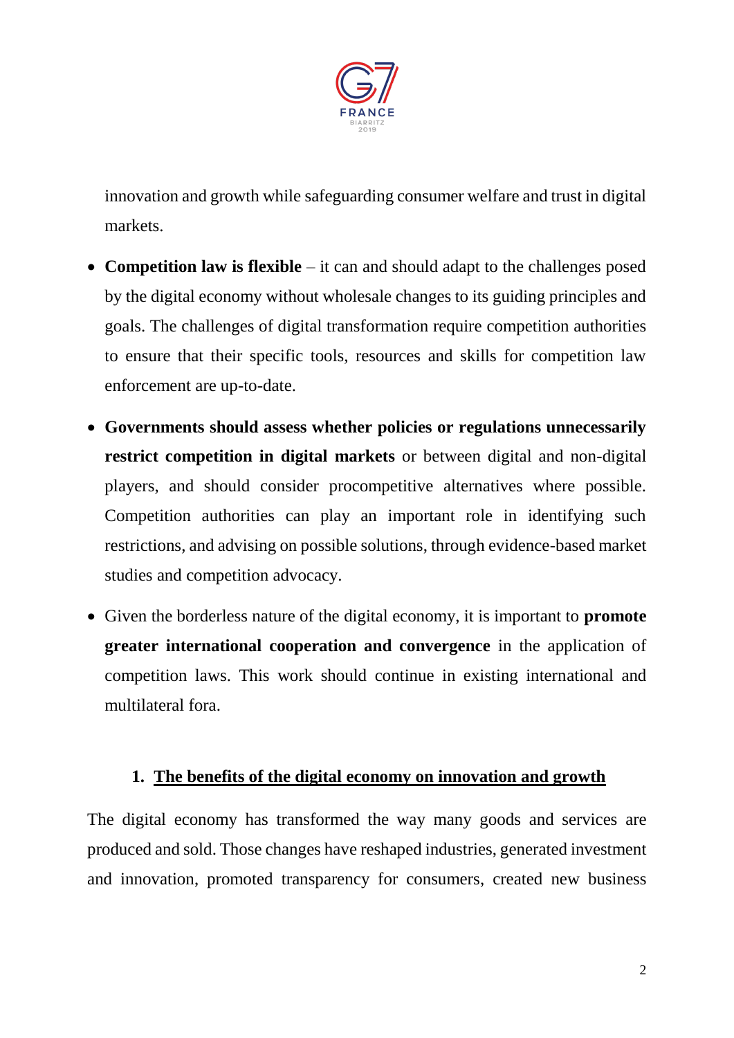innovation and growth while safeguarding consumer welfare and trust in digital markets.

- **Competition law is flexible** – it can and should adapt to the challenges posed by the digital economy without wholesale changes to its guiding principles and goals. The challenges of digital transformation require competition authorities to ensure that their specific tools, resources and skills for competition law enforcement are up-to-date.
- **Governments should assess whether policies or regulations unnecessarily restrict competition in digital markets** or between digital and non-digital players, and should consider procompetitive alternatives where possible. Competition authorities can play an important role in identifying such restrictions, and advising on possible solutions, through evidence-based market studies and competition advocacy.
- Given the borderless nature of the digital economy, it is important to **promote greater international cooperation and convergence** in the application of competition laws. This work should continue in existing international and multilateral fora.

## 1. The benefits of the digital economy on innovation and growth

The digital economy has transformed the way many goods and services are produced and sold. Those changes have reshaped industries, generated investment and innovation, promoted transparency for consumers, created new business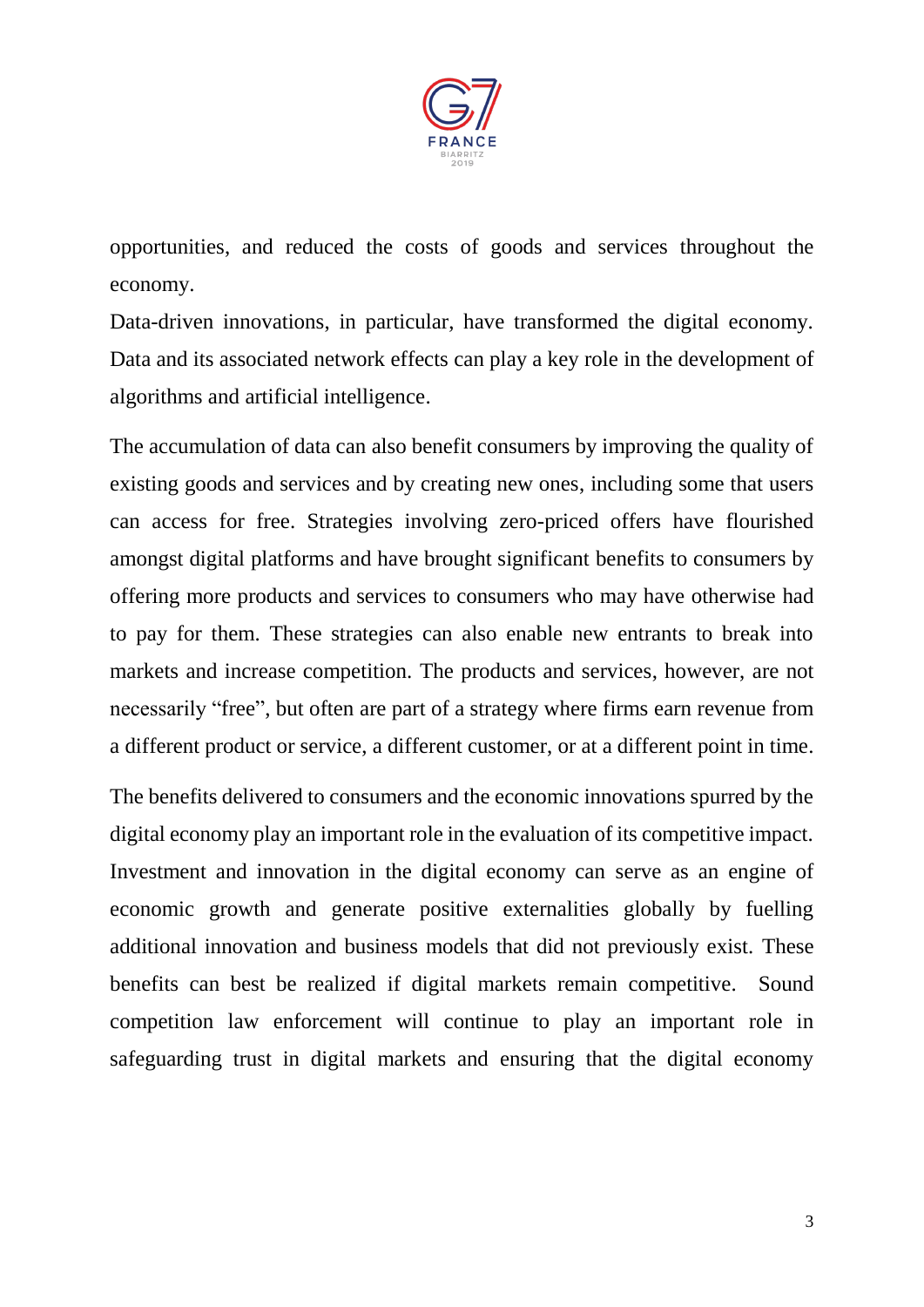opportunities, and reduced the costs of goods and services throughout the economy.

Data-driven innovations, in particular, have transformed the digital economy. Data and its associated network effects can play a key role in the development of algorithms and artificial intelligence.

The accumulation of data can also benefit consumers by improving the quality of existing goods and services and by creating new ones, including some that users can access for free. Strategies involving zero-priced offers have flourished amongst digital platforms and have brought significant benefits to consumers by offering more products and services to consumers who may have otherwise had to pay for them. These strategies can also enable new entrants to break into markets and increase competition. The products and services, however, are not necessarily "free", but often are part of a strategy where firms earn revenue from a different product or service, a different customer, or at a different point in time.

The benefits delivered to consumers and the economic innovations spurred by the digital economy play an important role in the evaluation of its competitive impact. Investment and innovation in the digital economy can serve as an engine of economic growth and generate positive externalities globally by fuelling additional innovation and business models that did not previously exist. These benefits can best be realized if digital markets remain competitive. Sound competition law enforcement will continue to play an important role in safeguarding trust in digital markets and ensuring that the digital economy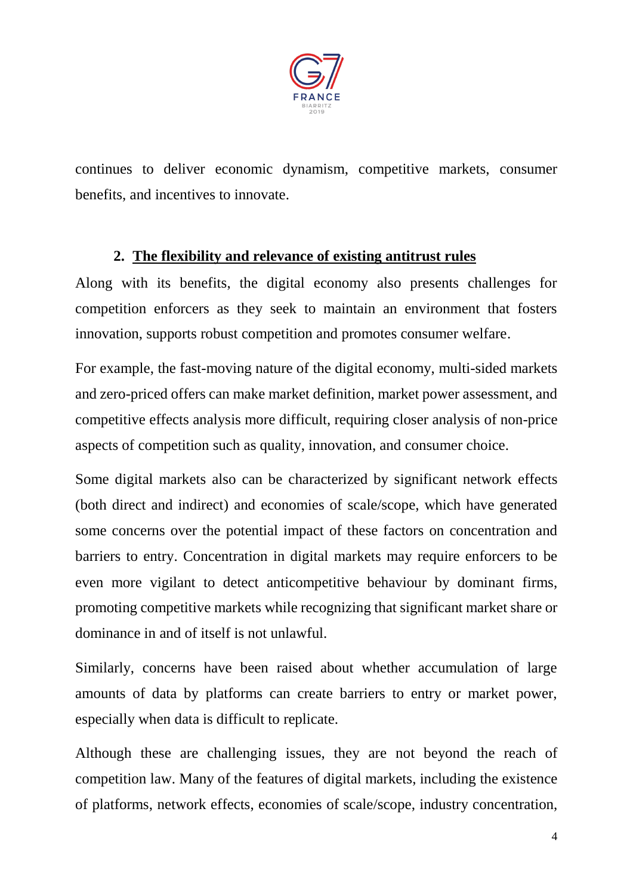continues to deliver economic dynamism, competitive markets, consumer benefits, and incentives to innovate.

## 2. The flexibility and relevance of existing antitrust rules

Along with its benefits, the digital economy also presents challenges for competition enforcers as they seek to maintain an environment that fosters innovation, supports robust competition and promotes consumer welfare.

For example, the fast-moving nature of the digital economy, multi-sided markets and zero-priced offers can make market definition, market power assessment, and competitive effects analysis more difficult, requiring closer analysis of non-price aspects of competition such as quality, innovation, and consumer choice.

Some digital markets also can be characterized by significant network effects (both direct and indirect) and economies of scale/scope, which have generated some concerns over the potential impact of these factors on concentration and barriers to entry. Concentration in digital markets may require enforcers to be even more vigilant to detect anticompetitive behaviour by dominant firms, promoting competitive markets while recognizing that significant market share or dominance in and of itself is not unlawful.

Similarly, concerns have been raised about whether accumulation of large amounts of data by platforms can create barriers to entry or market power, especially when data is difficult to replicate.

Although these are challenging issues, they are not beyond the reach of competition law. Many of the features of digital markets, including the existence of platforms, network effects, economies of scale/scope, industry concentration,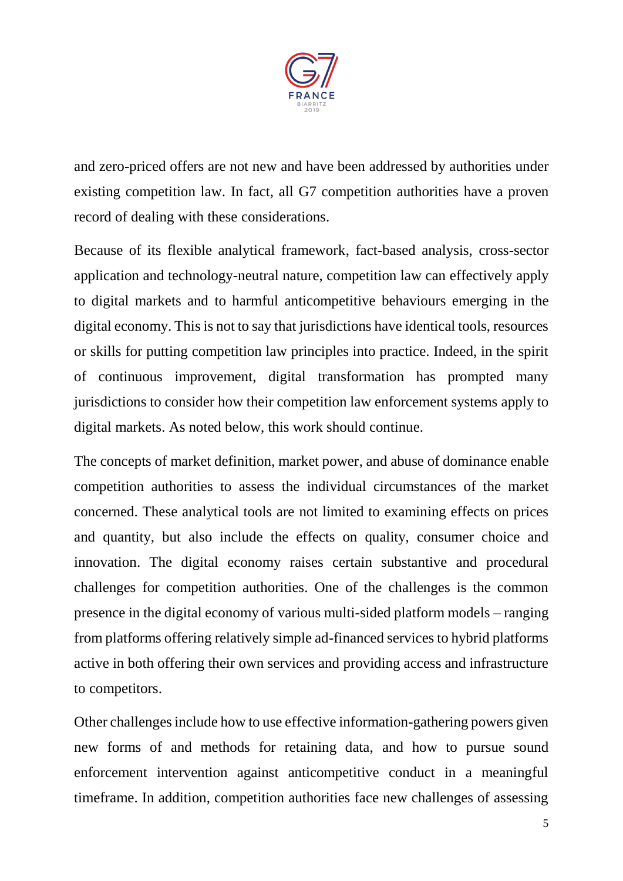and zero-priced offers are not new and have been addressed by authorities under existing competition law. In fact, all G7 competition authorities have a proven record of dealing with these considerations.

Because of its flexible analytical framework, fact-based analysis, cross-sector application and technology-neutral nature, competition law can effectively apply to digital markets and to harmful anticompetitive behaviours emerging in the digital economy. This is not to say that jurisdictions have identical tools, resources or skills for putting competition law principles into practice. Indeed, in the spirit of continuous improvement, digital transformation has prompted many jurisdictions to consider how their competition law enforcement systems apply to digital markets. As noted below, this work should continue.

The concepts of market definition, market power, and abuse of dominance enable competition authorities to assess the individual circumstances of the market concerned. These analytical tools are not limited to examining effects on prices and quantity, but also include the effects on quality, consumer choice and innovation. The digital economy raises certain substantive and procedural challenges for competition authorities. One of the challenges is the common presence in the digital economy of various multi-sided platform models – ranging from platforms offering relatively simple ad-financed services to hybrid platforms active in both offering their own services and providing access and infrastructure to competitors.

Other challenges include how to use effective information-gathering powers given new forms of and methods for retaining data, and how to pursue sound enforcement intervention against anticompetitive conduct in a meaningful timeframe. In addition, competition authorities face new challenges of assessing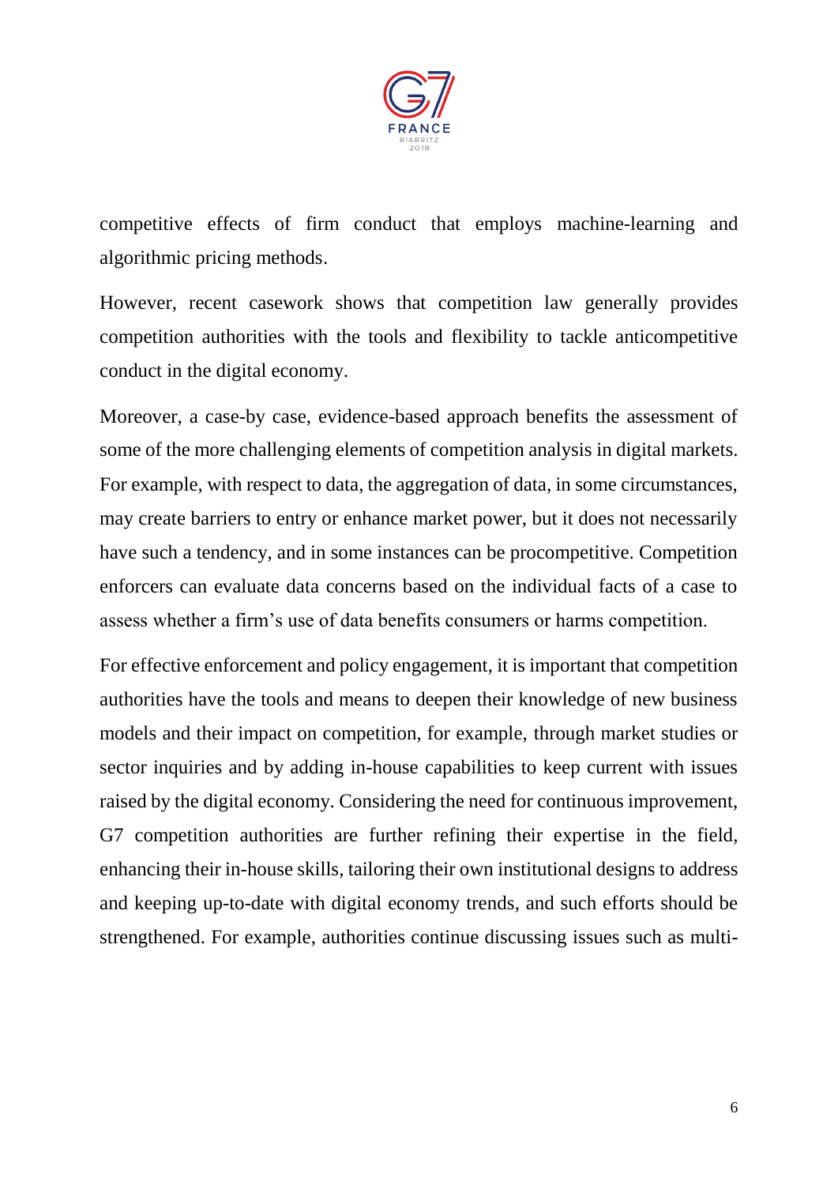competitive effects of firm conduct that employs machine-learning and algorithmic pricing methods.

However, recent casework shows that competition law generally provides competition authorities with the tools and flexibility to tackle anticompetitive conduct in the digital economy.

Moreover, a case-by case, evidence-based approach benefits the assessment of some of the more challenging elements of competition analysis in digital markets. For example, with respect to data, the aggregation of data, in some circumstances, may create barriers to entry or enhance market power, but it does not necessarily have such a tendency, and in some instances can be procompetitive. Competition enforcers can evaluate data concerns based on the individual facts of a case to assess whether a firm's use of data benefits consumers or harms competition.

For effective enforcement and policy engagement, it is important that competition authorities have the tools and means to deepen their knowledge of new business models and their impact on competition, for example, through market studies or sector inquiries and by adding in-house capabilities to keep current with issues raised by the digital economy. Considering the need for continuous improvement, G7 competition authorities are further refining their expertise in the field, enhancing their in-house skills, tailoring their own institutional designs to address and keeping up-to-date with digital economy trends, and such efforts should be strengthened. For example, authorities continue discussing issues such as multi-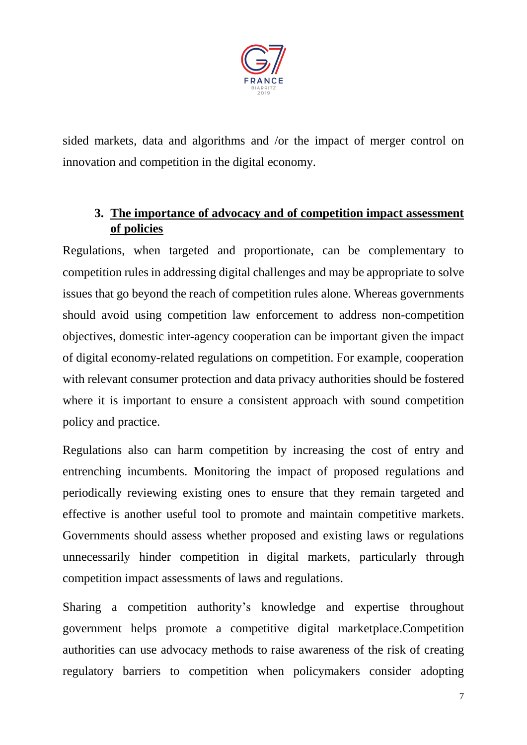sided markets, data and algorithms and /or the impact of merger control on innovation and competition in the digital economy.

### 3. The importance of advocacy and of competition impact assessment of policies

Regulations, when targeted and proportionate, can be complementary to competition rules in addressing digital challenges and may be appropriate to solve issues that go beyond the reach of competition rules alone. Whereas governments should avoid using competition law enforcement to address non-competition objectives, domestic inter-agency cooperation can be important given the impact of digital economy-related regulations on competition. For example, cooperation with relevant consumer protection and data privacy authorities should be fostered where it is important to ensure a consistent approach with sound competition policy and practice.

Regulations also can harm competition by increasing the cost of entry and entrenching incumbents. Monitoring the impact of proposed regulations and periodically reviewing existing ones to ensure that they remain targeted and effective is another useful tool to promote and maintain competitive markets. Governments should assess whether proposed and existing laws or regulations unnecessarily hinder competition in digital markets, particularly through competition impact assessments of laws and regulations.

Sharing a competition authority's knowledge and expertise throughout government helps promote a competitive digital marketplace.Competition authorities can use advocacy methods to raise awareness of the risk of creating regulatory barriers to competition when policymakers consider adopting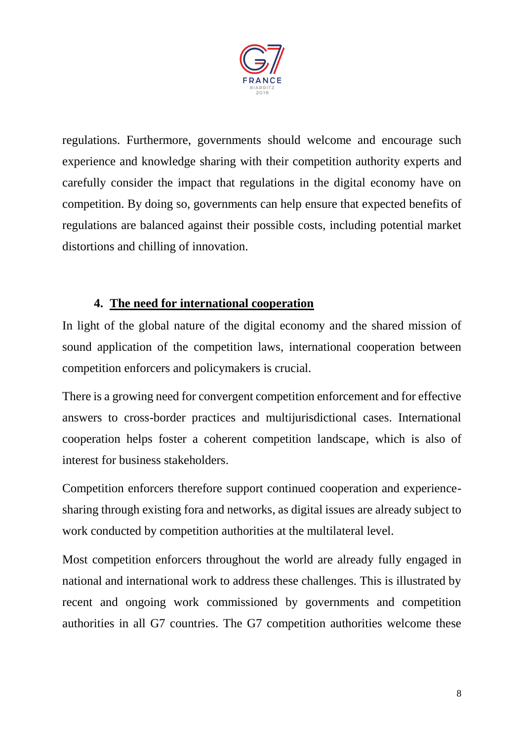regulations. Furthermore, governments should welcome and encourage such experience and knowledge sharing with their competition authority experts and carefully consider the impact that regulations in the digital economy have on competition. By doing so, governments can help ensure that expected benefits of regulations are balanced against their possible costs, including potential market distortions and chilling of innovation.

## 4. The need for international cooperation

In light of the global nature of the digital economy and the shared mission of sound application of the competition laws, international cooperation between competition enforcers and policymakers is crucial.

There is a growing need for convergent competition enforcement and for effective answers to cross-border practices and multijurisdictional cases. International cooperation helps foster a coherent competition landscape, which is also of interest for business stakeholders.

Competition enforcers therefore support continued cooperation and experience-sharing through existing fora and networks, as digital issues are already subject to work conducted by competition authorities at the multilateral level.

Most competition enforcers throughout the world are already fully engaged in national and international work to address these challenges. This is illustrated by recent and ongoing work commissioned by governments and competition authorities in all G7 countries. The G7 competition authorities welcome these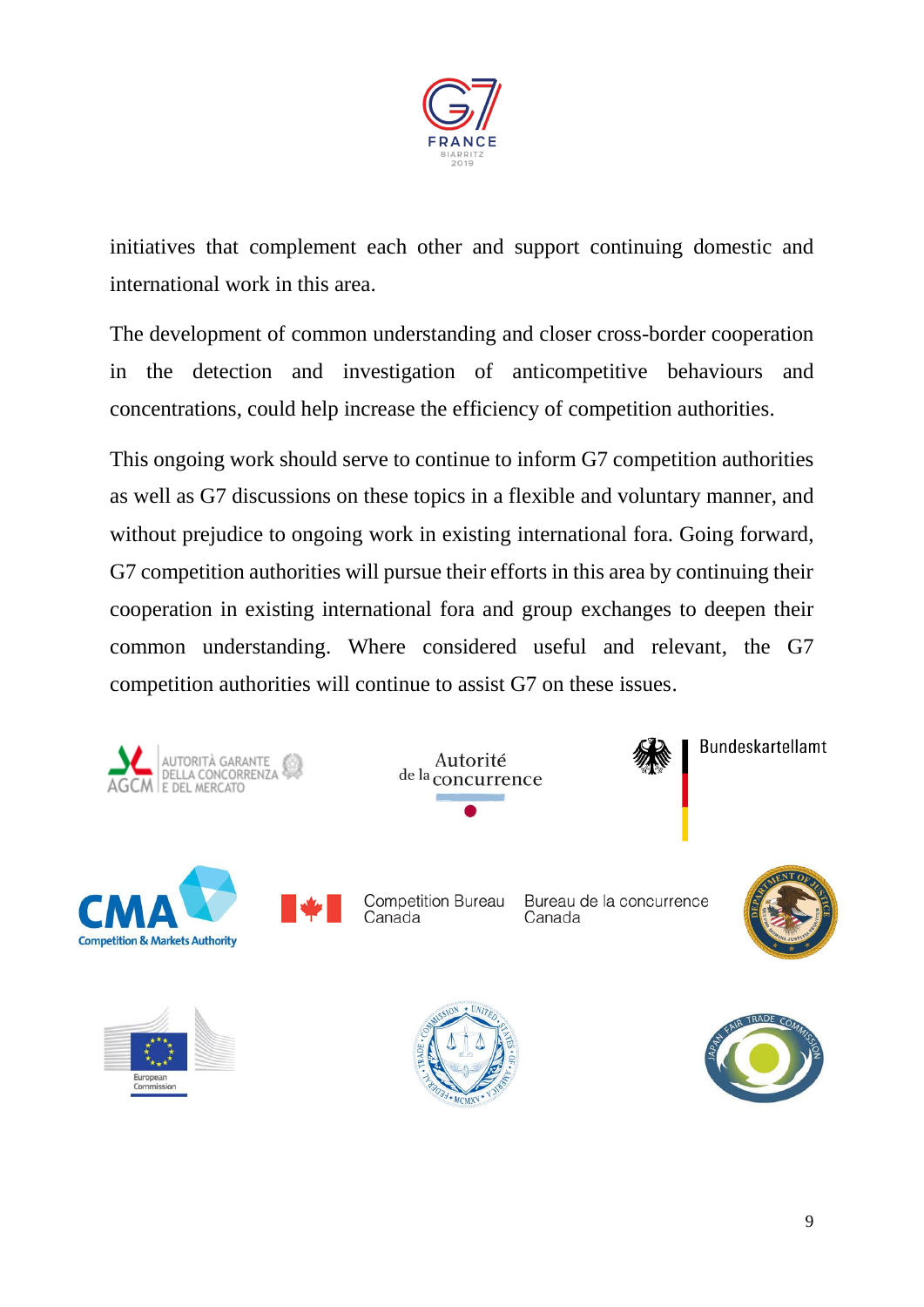initiatives that complement each other and support continuing domestic and international work in this area.

The development of common understanding and closer cross-border cooperation in the detection and investigation of anticompetitive behaviours and concentrations, could help increase the efficiency of competition authorities.

This ongoing work should serve to continue to inform G7 competition authorities as well as G7 discussions on these topics in a flexible and voluntary manner, and without prejudice to ongoing work in existing international fora. Going forward, G7 competition authorities will pursue their efforts in this area by continuing their cooperation in existing international fora and group exchanges to deepen their common understanding. Where considered useful and relevant, the G7 competition authorities will continue to assist G7 on these issues.